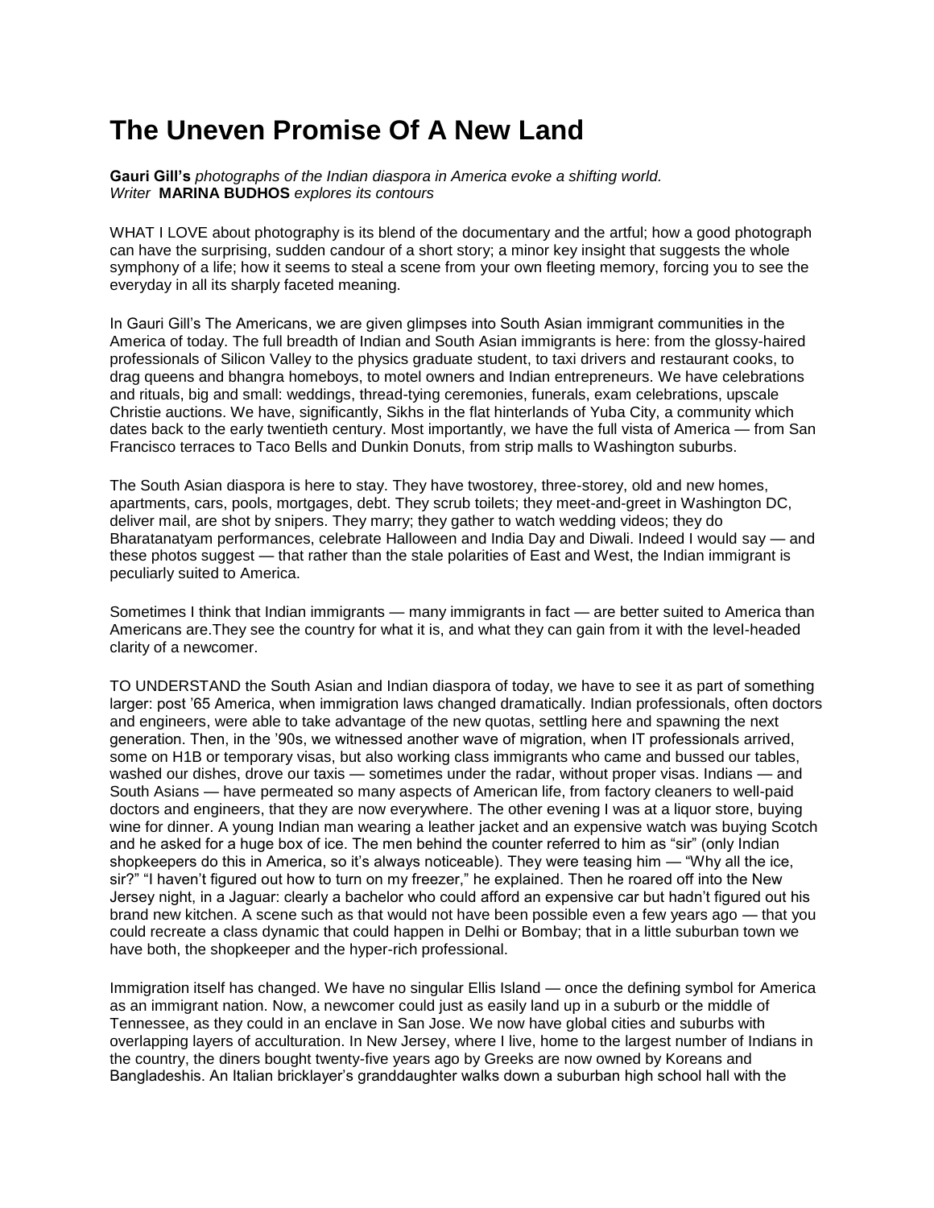# The Uneven Promise Of A New Land

**Gauri Gill's** *photographs of the Indian diaspora in America evoke a shifting world.*
*Writer* **MARINA BUDHOS** *explores its contours*

WHAT I LOVE about photography is its blend of the documentary and the artful; how a good photograph can have the surprising, sudden candour of a short story; a minor key insight that suggests the whole symphony of a life; how it seems to steal a scene from your own fleeting memory, forcing you to see the everyday in all its sharply faceted meaning.

In Gauri Gill's The Americans, we are given glimpses into South Asian immigrant communities in the America of today. The full breadth of Indian and South Asian immigrants is here: from the glossy-haired professionals of Silicon Valley to the physics graduate student, to taxi drivers and restaurant cooks, to drag queens and bhangra homeboys, to motel owners and Indian entrepreneurs. We have celebrations and rituals, big and small: weddings, thread-tying ceremonies, funerals, exam celebrations, upscale Christie auctions. We have, significantly, Sikhs in the flat hinterlands of Yuba City, a community which dates back to the early twentieth century. Most importantly, we have the full vista of America — from San Francisco terraces to Taco Bells and Dunkin Donuts, from strip malls to Washington suburbs.

The South Asian diaspora is here to stay. They have twostorey, three-storey, old and new homes, apartments, cars, pools, mortgages, debt. They scrub toilets; they meet-and-greet in Washington DC, deliver mail, are shot by snipers. They marry; they gather to watch wedding videos; they do Bharatanatyam performances, celebrate Halloween and India Day and Diwali. Indeed I would say — and these photos suggest — that rather than the stale polarities of East and West, the Indian immigrant is peculiarly suited to America.

Sometimes I think that Indian immigrants — many immigrants in fact — are better suited to America than Americans are.They see the country for what it is, and what they can gain from it with the level-headed clarity of a newcomer.

TO UNDERSTAND the South Asian and Indian diaspora of today, we have to see it as part of something larger: post '65 America, when immigration laws changed dramatically. Indian professionals, often doctors and engineers, were able to take advantage of the new quotas, settling here and spawning the next generation. Then, in the '90s, we witnessed another wave of migration, when IT professionals arrived, some on H1B or temporary visas, but also working class immigrants who came and bussed our tables, washed our dishes, drove our taxis — sometimes under the radar, without proper visas. Indians — and South Asians — have permeated so many aspects of American life, from factory cleaners to well-paid doctors and engineers, that they are now everywhere. The other evening I was at a liquor store, buying wine for dinner. A young Indian man wearing a leather jacket and an expensive watch was buying Scotch and he asked for a huge box of ice. The men behind the counter referred to him as "sir" (only Indian shopkeepers do this in America, so it's always noticeable). They were teasing him — "Why all the ice, sir?" "I haven't figured out how to turn on my freezer," he explained. Then he roared off into the New Jersey night, in a Jaguar: clearly a bachelor who could afford an expensive car but hadn't figured out his brand new kitchen. A scene such as that would not have been possible even a few years ago — that you could recreate a class dynamic that could happen in Delhi or Bombay; that in a little suburban town we have both, the shopkeeper and the hyper-rich professional.

Immigration itself has changed. We have no singular Ellis Island — once the defining symbol for America as an immigrant nation. Now, a newcomer could just as easily land up in a suburb or the middle of Tennessee, as they could in an enclave in San Jose. We now have global cities and suburbs with overlapping layers of acculturation. In New Jersey, where I live, home to the largest number of Indians in the country, the diners bought twenty-five years ago by Greeks are now owned by Koreans and Bangladeshis. An Italian bricklayer's granddaughter walks down a suburban high school hall with the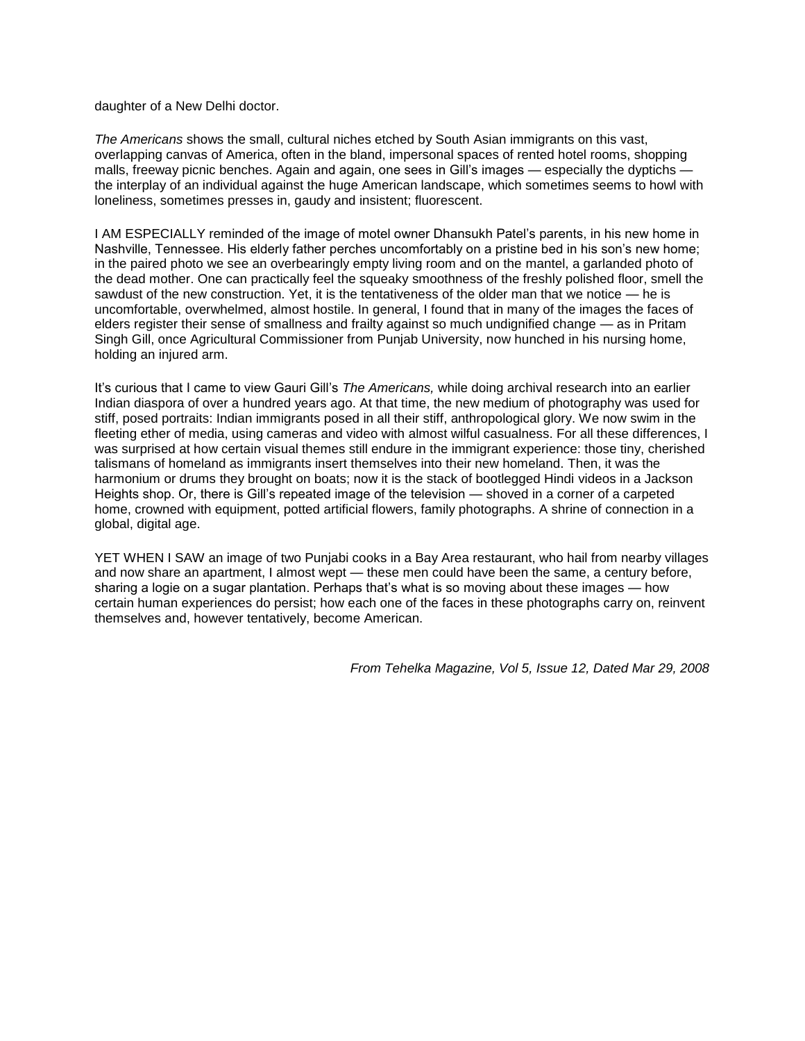daughter of a New Delhi doctor.

*The Americans* shows the small, cultural niches etched by South Asian immigrants on this vast, overlapping canvas of America, often in the bland, impersonal spaces of rented hotel rooms, shopping malls, freeway picnic benches. Again and again, one sees in Gill's images — especially the dyptichs — the interplay of an individual against the huge American landscape, which sometimes seems to howl with loneliness, sometimes presses in, gaudy and insistent; fluorescent.

I AM ESPECIALLY reminded of the image of motel owner Dhansukh Patel's parents, in his new home in Nashville, Tennessee. His elderly father perches uncomfortably on a pristine bed in his son's new home; in the paired photo we see an overbearingly empty living room and on the mantel, a garlanded photo of the dead mother. One can practically feel the squeaky smoothness of the freshly polished floor, smell the sawdust of the new construction. Yet, it is the tentativeness of the older man that we notice — he is uncomfortable, overwhelmed, almost hostile. In general, I found that in many of the images the faces of elders register their sense of smallness and frailty against so much undignified change — as in Pritam Singh Gill, once Agricultural Commissioner from Punjab University, now hunched in his nursing home, holding an injured arm.

It's curious that I came to view Gauri Gill's *The Americans,* while doing archival research into an earlier Indian diaspora of over a hundred years ago. At that time, the new medium of photography was used for stiff, posed portraits: Indian immigrants posed in all their stiff, anthropological glory. We now swim in the fleeting ether of media, using cameras and video with almost wilful casualness. For all these differences, I was surprised at how certain visual themes still endure in the immigrant experience: those tiny, cherished talismans of homeland as immigrants insert themselves into their new homeland. Then, it was the harmonium or drums they brought on boats; now it is the stack of bootlegged Hindi videos in a Jackson Heights shop. Or, there is Gill's repeated image of the television — shoved in a corner of a carpeted home, crowned with equipment, potted artificial flowers, family photographs. A shrine of connection in a global, digital age.

YET WHEN I SAW an image of two Punjabi cooks in a Bay Area restaurant, who hail from nearby villages and now share an apartment, I almost wept — these men could have been the same, a century before, sharing a logie on a sugar plantation. Perhaps that's what is so moving about these images — how certain human experiences do persist; how each one of the faces in these photographs carry on, reinvent themselves and, however tentatively, become American.

*From Tehelka Magazine, Vol 5, Issue 12, Dated Mar 29, 2008*